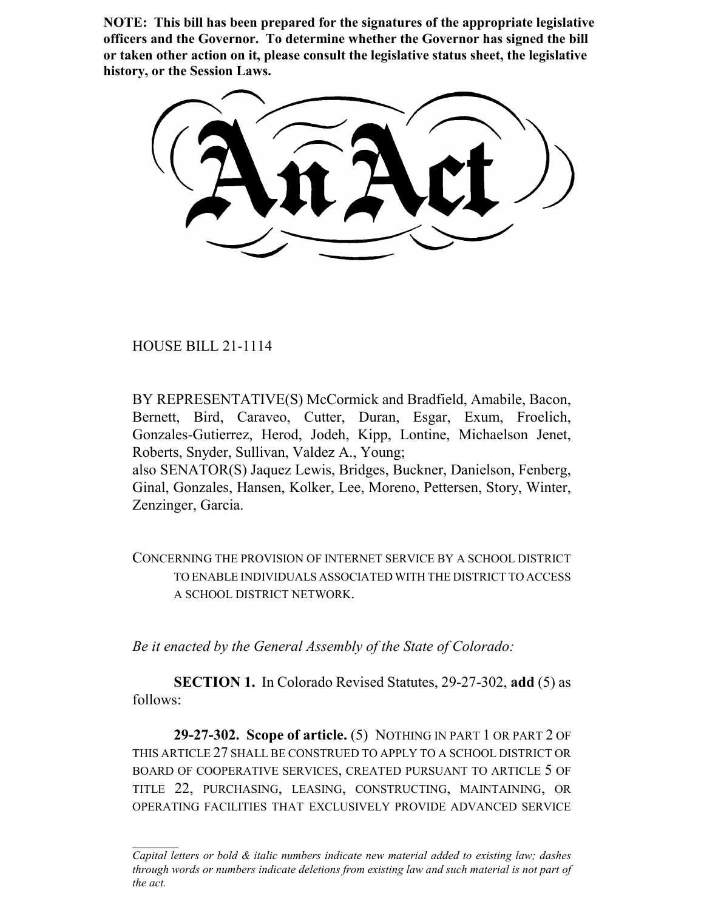**NOTE: This bill has been prepared for the signatures of the appropriate legislative officers and the Governor. To determine whether the Governor has signed the bill or taken other action on it, please consult the legislative status sheet, the legislative history, or the Session Laws.**

# An Act

HOUSE BILL 21-1114

BY REPRESENTATIVE(S) McCormick and Bradfield, Amabile, Bacon, Bernett, Bird, Caraveo, Cutter, Duran, Esgar, Exum, Froelich, Gonzales-Gutierrez, Herod, Jodeh, Kipp, Lontine, Michaelson Jenet, Roberts, Snyder, Sullivan, Valdez A., Young;
also SENATOR(S) Jaquez Lewis, Bridges, Buckner, Danielson, Fenberg, Ginal, Gonzales, Hansen, Kolker, Lee, Moreno, Pettersen, Story, Winter, Zenzinger, Garcia.

CONCERNING THE PROVISION OF INTERNET SERVICE BY A SCHOOL DISTRICT TO ENABLE INDIVIDUALS ASSOCIATED WITH THE DISTRICT TO ACCESS A SCHOOL DISTRICT NETWORK.

*Be it enacted by the General Assembly of the State of Colorado:*

**SECTION 1.** In Colorado Revised Statutes, 29-27-302, **add** (5) as follows:

**29-27-302. Scope of article.** (5) NOTHING IN PART 1 OR PART 2 OF THIS ARTICLE 27 SHALL BE CONSTRUED TO APPLY TO A SCHOOL DISTRICT OR BOARD OF COOPERATIVE SERVICES, CREATED PURSUANT TO ARTICLE 5 OF TITLE 22, PURCHASING, LEASING, CONSTRUCTING, MAINTAINING, OR OPERATING FACILITIES THAT EXCLUSIVELY PROVIDE ADVANCED SERVICE

*Capital letters or bold & italic numbers indicate new material added to existing law; dashes through words or numbers indicate deletions from existing law and such material is not part of the act.*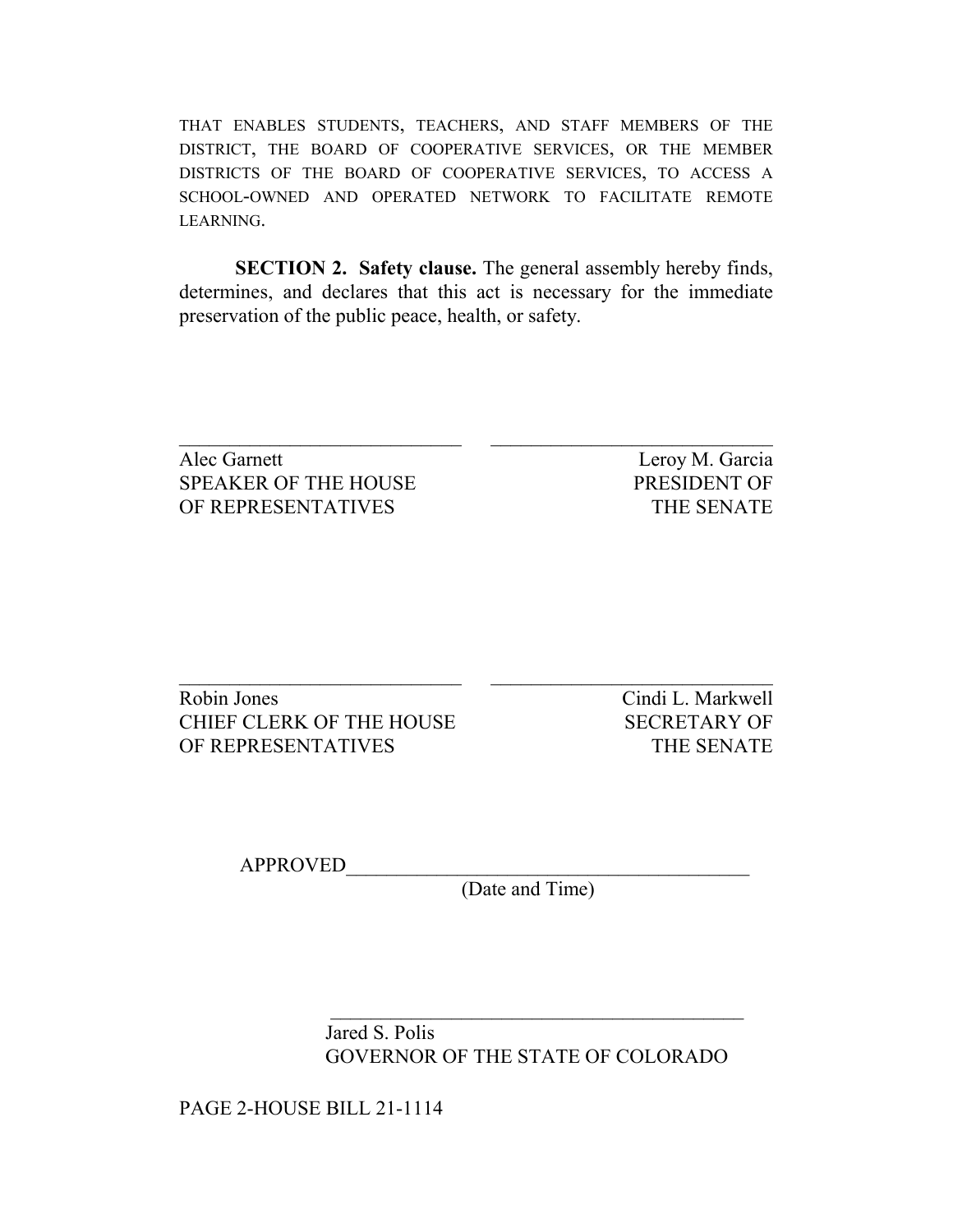THAT ENABLES STUDENTS, TEACHERS, AND STAFF MEMBERS OF THE DISTRICT, THE BOARD OF COOPERATIVE SERVICES, OR THE MEMBER DISTRICTS OF THE BOARD OF COOPERATIVE SERVICES, TO ACCESS A SCHOOL-OWNED AND OPERATED NETWORK TO FACILITATE REMOTE LEARNING.

**SECTION 2. Safety clause.** The general assembly hereby finds, determines, and declares that this act is necessary for the immediate preservation of the public peace, health, or safety.

| | |
|---|---|
| ____________________________ | ____________________________ |
| Alec Garnett | Leroy M. Garcia |
| SPEAKER OF THE HOUSE OF REPRESENTATIVES | PRESIDENT OF THE SENATE |

| | |
|---|---|
| ____________________________ | ____________________________ |
| Robin Jones | Cindi L. Markwell |
| CHIEF CLERK OF THE HOUSE OF REPRESENTATIVES | SECRETARY OF THE SENATE |

APPROVED________________________________________
(Date and Time)

_________________________________________
Jared S. Polis
GOVERNOR OF THE STATE OF COLORADO

PAGE 2-HOUSE BILL 21-1114